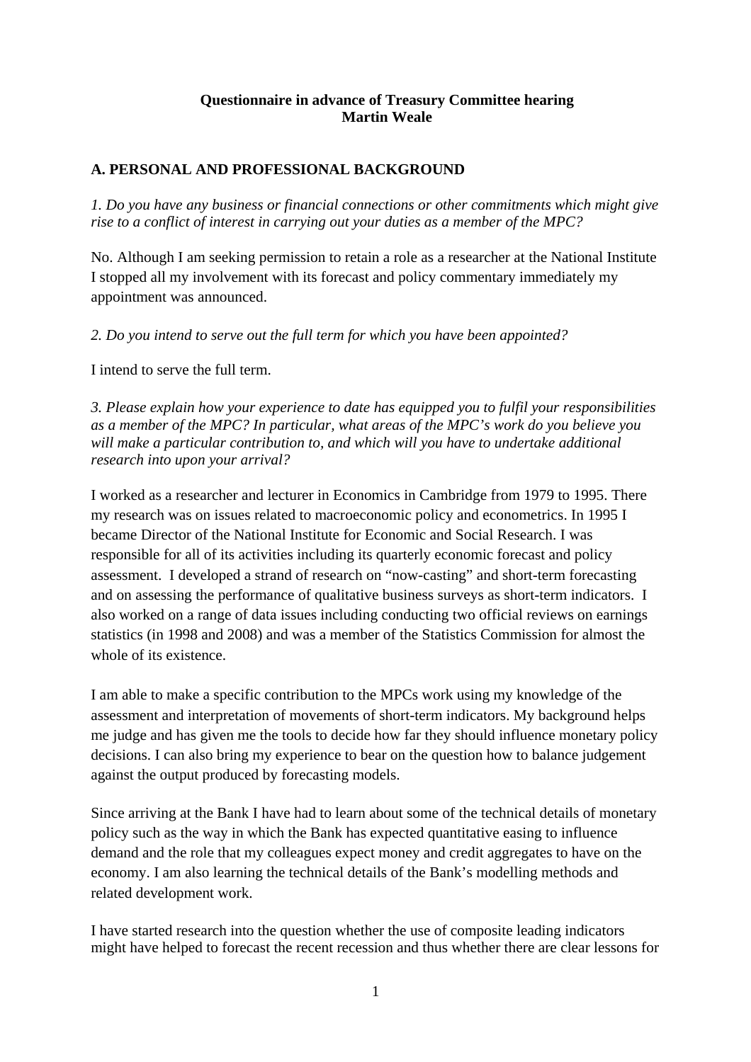**Questionnaire in advance of Treasury Committee hearing**
**Martin Weale**

## A. PERSONAL AND PROFESSIONAL BACKGROUND

*1. Do you have any business or financial connections or other commitments which might give rise to a conflict of interest in carrying out your duties as a member of the MPC?*

No. Although I am seeking permission to retain a role as a researcher at the National Institute I stopped all my involvement with its forecast and policy commentary immediately my appointment was announced.

*2. Do you intend to serve out the full term for which you have been appointed?*

I intend to serve the full term.

*3. Please explain how your experience to date has equipped you to fulfil your responsibilities as a member of the MPC? In particular, what areas of the MPC's work do you believe you will make a particular contribution to, and which will you have to undertake additional research into upon your arrival?*

I worked as a researcher and lecturer in Economics in Cambridge from 1979 to 1995. There my research was on issues related to macroeconomic policy and econometrics. In 1995 I became Director of the National Institute for Economic and Social Research. I was responsible for all of its activities including its quarterly economic forecast and policy assessment. I developed a strand of research on "now-casting" and short-term forecasting and on assessing the performance of qualitative business surveys as short-term indicators. I also worked on a range of data issues including conducting two official reviews on earnings statistics (in 1998 and 2008) and was a member of the Statistics Commission for almost the whole of its existence.

I am able to make a specific contribution to the MPCs work using my knowledge of the assessment and interpretation of movements of short-term indicators. My background helps me judge and has given me the tools to decide how far they should influence monetary policy decisions. I can also bring my experience to bear on the question how to balance judgement against the output produced by forecasting models.

Since arriving at the Bank I have had to learn about some of the technical details of monetary policy such as the way in which the Bank has expected quantitative easing to influence demand and the role that my colleagues expect money and credit aggregates to have on the economy. I am also learning the technical details of the Bank's modelling methods and related development work.

I have started research into the question whether the use of composite leading indicators might have helped to forecast the recent recession and thus whether there are clear lessons for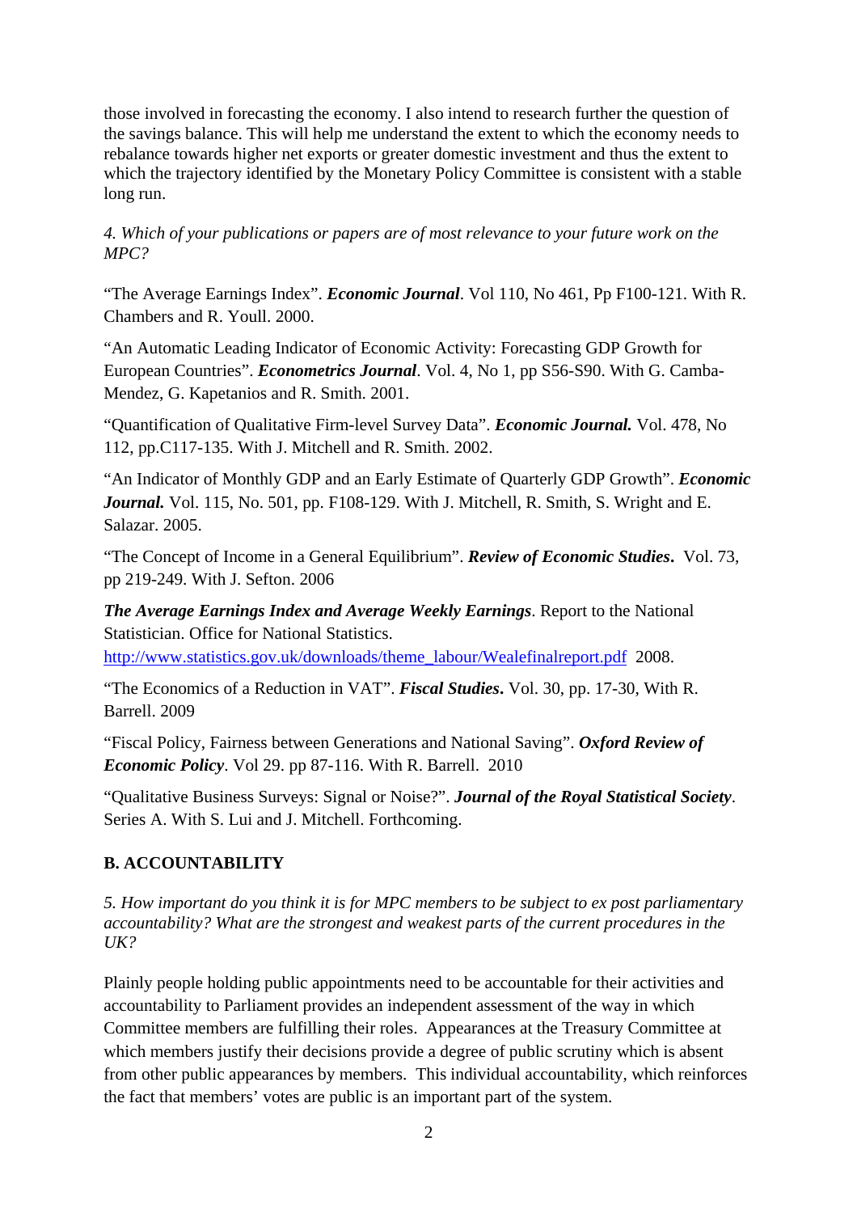those involved in forecasting the economy. I also intend to research further the question of the savings balance. This will help me understand the extent to which the economy needs to rebalance towards higher net exports or greater domestic investment and thus the extent to which the trajectory identified by the Monetary Policy Committee is consistent with a stable long run.

*4. Which of your publications or papers are of most relevance to your future work on the MPC?*

"The Average Earnings Index". ***Economic Journal***. Vol 110, No 461, Pp F100-121. With R. Chambers and R. Youll. 2000.

"An Automatic Leading Indicator of Economic Activity: Forecasting GDP Growth for European Countries". ***Econometrics Journal***. Vol. 4, No 1, pp S56-S90. With G. Camba-Mendez, G. Kapetanios and R. Smith. 2001.

"Quantification of Qualitative Firm-level Survey Data". ***Economic Journal.*** Vol. 478, No 112, pp.C117-135. With J. Mitchell and R. Smith. 2002.

"An Indicator of Monthly GDP and an Early Estimate of Quarterly GDP Growth". ***Economic Journal.*** Vol. 115, No. 501, pp. F108-129. With J. Mitchell, R. Smith, S. Wright and E. Salazar. 2005.

"The Concept of Income in a General Equilibrium". ***Review of Economic Studies***. Vol. 73, pp 219-249. With J. Sefton. 2006

***The Average Earnings Index and Average Weekly Earnings***. Report to the National Statistician. Office for National Statistics. http://www.statistics.gov.uk/downloads/theme_labour/Wealefinalreport.pdf 2008.

"The Economics of a Reduction in VAT". ***Fiscal Studies***. Vol. 30, pp. 17-30, With R. Barrell. 2009

"Fiscal Policy, Fairness between Generations and National Saving". ***Oxford Review of Economic Policy***. Vol 29. pp 87-116. With R. Barrell. 2010

"Qualitative Business Surveys: Signal or Noise?". ***Journal of the Royal Statistical Society***. Series A. With S. Lui and J. Mitchell. Forthcoming.

## B. ACCOUNTABILITY

*5. How important do you think it is for MPC members to be subject to ex post parliamentary accountability? What are the strongest and weakest parts of the current procedures in the UK?*

Plainly people holding public appointments need to be accountable for their activities and accountability to Parliament provides an independent assessment of the way in which Committee members are fulfilling their roles. Appearances at the Treasury Committee at which members justify their decisions provide a degree of public scrutiny which is absent from other public appearances by members. This individual accountability, which reinforces the fact that members' votes are public is an important part of the system.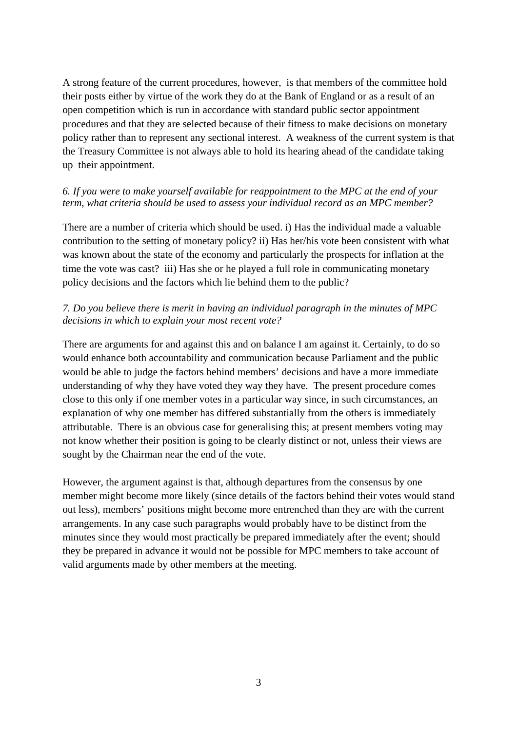A strong feature of the current procedures, however, is that members of the committee hold their posts either by virtue of the work they do at the Bank of England or as a result of an open competition which is run in accordance with standard public sector appointment procedures and that they are selected because of their fitness to make decisions on monetary policy rather than to represent any sectional interest. A weakness of the current system is that the Treasury Committee is not always able to hold its hearing ahead of the candidate taking up their appointment.

*6. If you were to make yourself available for reappointment to the MPC at the end of your term, what criteria should be used to assess your individual record as an MPC member?*

There are a number of criteria which should be used. i) Has the individual made a valuable contribution to the setting of monetary policy? ii) Has her/his vote been consistent with what was known about the state of the economy and particularly the prospects for inflation at the time the vote was cast? iii) Has she or he played a full role in communicating monetary policy decisions and the factors which lie behind them to the public?

*7. Do you believe there is merit in having an individual paragraph in the minutes of MPC decisions in which to explain your most recent vote?*

There are arguments for and against this and on balance I am against it. Certainly, to do so would enhance both accountability and communication because Parliament and the public would be able to judge the factors behind members' decisions and have a more immediate understanding of why they have voted they way they have. The present procedure comes close to this only if one member votes in a particular way since, in such circumstances, an explanation of why one member has differed substantially from the others is immediately attributable. There is an obvious case for generalising this; at present members voting may not know whether their position is going to be clearly distinct or not, unless their views are sought by the Chairman near the end of the vote.

However, the argument against is that, although departures from the consensus by one member might become more likely (since details of the factors behind their votes would stand out less), members' positions might become more entrenched than they are with the current arrangements. In any case such paragraphs would probably have to be distinct from the minutes since they would most practically be prepared immediately after the event; should they be prepared in advance it would not be possible for MPC members to take account of valid arguments made by other members at the meeting.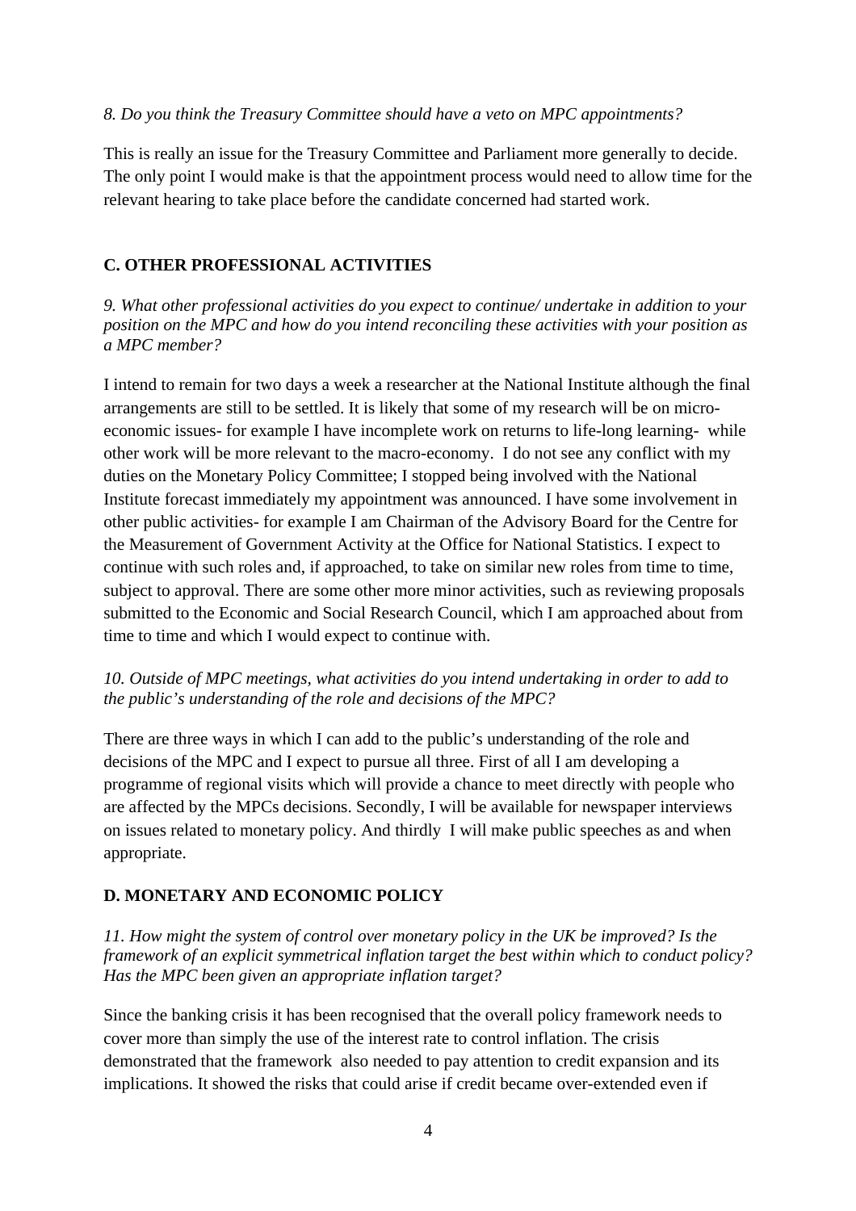*8. Do you think the Treasury Committee should have a veto on MPC appointments?*

This is really an issue for the Treasury Committee and Parliament more generally to decide. The only point I would make is that the appointment process would need to allow time for the relevant hearing to take place before the candidate concerned had started work.

## C. OTHER PROFESSIONAL ACTIVITIES

*9. What other professional activities do you expect to continue/ undertake in addition to your position on the MPC and how do you intend reconciling these activities with your position as a MPC member?*

I intend to remain for two days a week a researcher at the National Institute although the final arrangements are still to be settled. It is likely that some of my research will be on micro-economic issues- for example I have incomplete work on returns to life-long learning- while other work will be more relevant to the macro-economy. I do not see any conflict with my duties on the Monetary Policy Committee; I stopped being involved with the National Institute forecast immediately my appointment was announced. I have some involvement in other public activities- for example I am Chairman of the Advisory Board for the Centre for the Measurement of Government Activity at the Office for National Statistics. I expect to continue with such roles and, if approached, to take on similar new roles from time to time, subject to approval. There are some other more minor activities, such as reviewing proposals submitted to the Economic and Social Research Council, which I am approached about from time to time and which I would expect to continue with.

*10. Outside of MPC meetings, what activities do you intend undertaking in order to add to the public's understanding of the role and decisions of the MPC?*

There are three ways in which I can add to the public's understanding of the role and decisions of the MPC and I expect to pursue all three. First of all I am developing a programme of regional visits which will provide a chance to meet directly with people who are affected by the MPCs decisions. Secondly, I will be available for newspaper interviews on issues related to monetary policy. And thirdly I will make public speeches as and when appropriate.

## D. MONETARY AND ECONOMIC POLICY

*11. How might the system of control over monetary policy in the UK be improved? Is the framework of an explicit symmetrical inflation target the best within which to conduct policy? Has the MPC been given an appropriate inflation target?*

Since the banking crisis it has been recognised that the overall policy framework needs to cover more than simply the use of the interest rate to control inflation. The crisis demonstrated that the framework also needed to pay attention to credit expansion and its implications. It showed the risks that could arise if credit became over-extended even if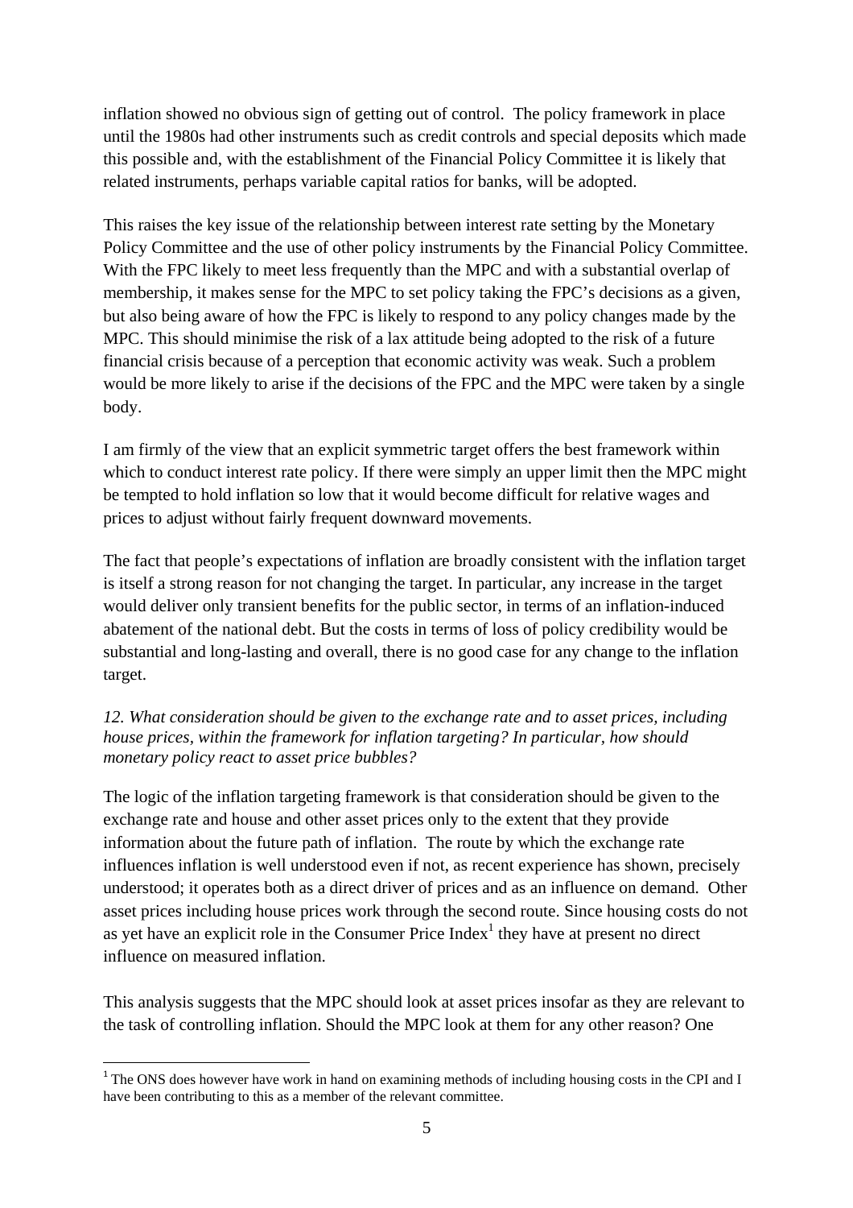inflation showed no obvious sign of getting out of control. The policy framework in place until the 1980s had other instruments such as credit controls and special deposits which made this possible and, with the establishment of the Financial Policy Committee it is likely that related instruments, perhaps variable capital ratios for banks, will be adopted.

This raises the key issue of the relationship between interest rate setting by the Monetary Policy Committee and the use of other policy instruments by the Financial Policy Committee. With the FPC likely to meet less frequently than the MPC and with a substantial overlap of membership, it makes sense for the MPC to set policy taking the FPC's decisions as a given, but also being aware of how the FPC is likely to respond to any policy changes made by the MPC. This should minimise the risk of a lax attitude being adopted to the risk of a future financial crisis because of a perception that economic activity was weak. Such a problem would be more likely to arise if the decisions of the FPC and the MPC were taken by a single body.

I am firmly of the view that an explicit symmetric target offers the best framework within which to conduct interest rate policy. If there were simply an upper limit then the MPC might be tempted to hold inflation so low that it would become difficult for relative wages and prices to adjust without fairly frequent downward movements.

The fact that people's expectations of inflation are broadly consistent with the inflation target is itself a strong reason for not changing the target. In particular, any increase in the target would deliver only transient benefits for the public sector, in terms of an inflation-induced abatement of the national debt. But the costs in terms of loss of policy credibility would be substantial and long-lasting and overall, there is no good case for any change to the inflation target.

*12. What consideration should be given to the exchange rate and to asset prices, including house prices, within the framework for inflation targeting? In particular, how should monetary policy react to asset price bubbles?*

The logic of the inflation targeting framework is that consideration should be given to the exchange rate and house and other asset prices only to the extent that they provide information about the future path of inflation. The route by which the exchange rate influences inflation is well understood even if not, as recent experience has shown, precisely understood; it operates both as a direct driver of prices and as an influence on demand. Other asset prices including house prices work through the second route. Since housing costs do not as yet have an explicit role in the Consumer Price Index[1] they have at present no direct influence on measured inflation.

This analysis suggests that the MPC should look at asset prices insofar as they are relevant to the task of controlling inflation. Should the MPC look at them for any other reason? One

[1] The ONS does however have work in hand on examining methods of including housing costs in the CPI and I have been contributing to this as a member of the relevant committee.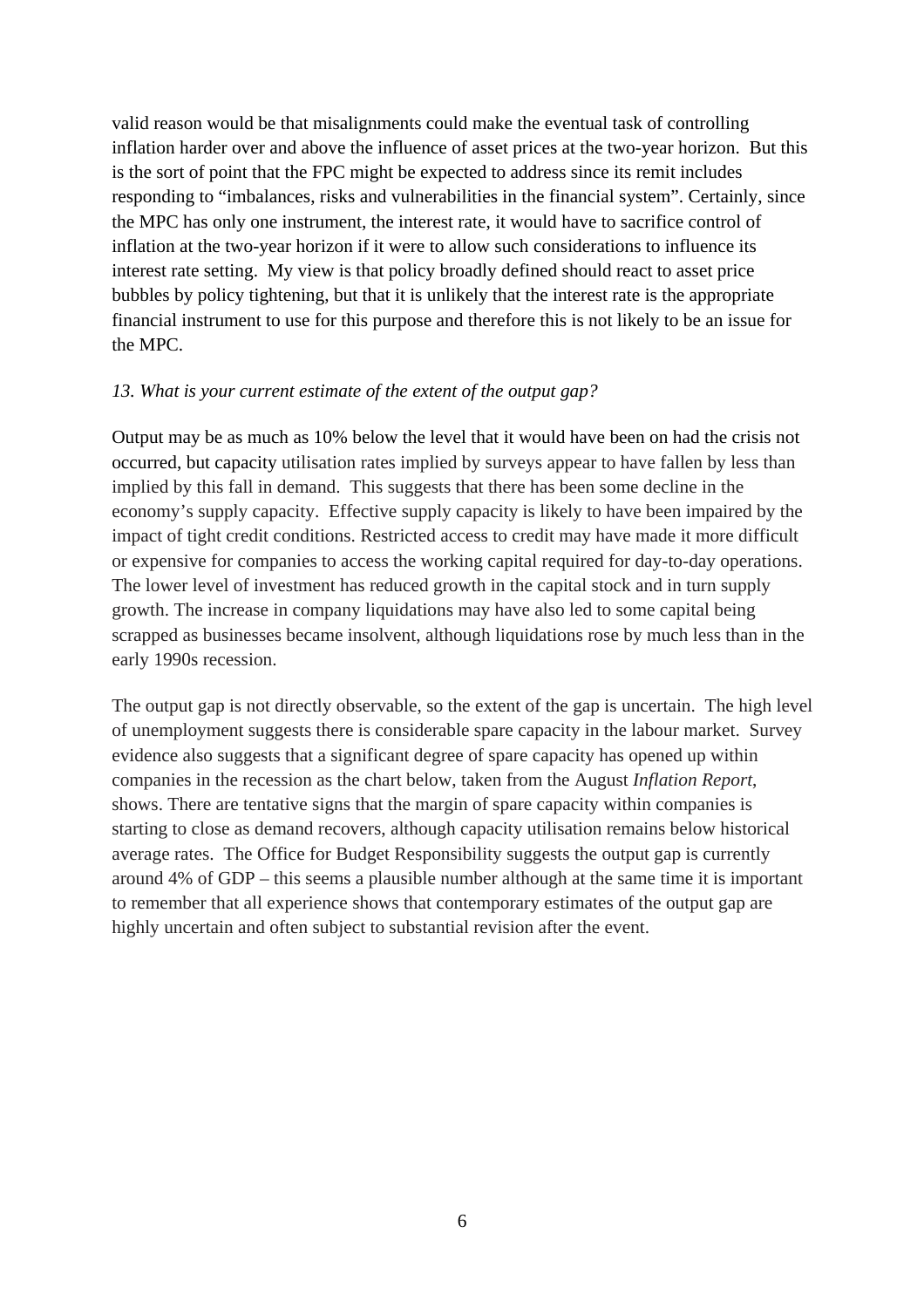valid reason would be that misalignments could make the eventual task of controlling inflation harder over and above the influence of asset prices at the two-year horizon. But this is the sort of point that the FPC might be expected to address since its remit includes responding to “imbalances, risks and vulnerabilities in the financial system”. Certainly, since the MPC has only one instrument, the interest rate, it would have to sacrifice control of inflation at the two-year horizon if it were to allow such considerations to influence its interest rate setting. My view is that policy broadly defined should react to asset price bubbles by policy tightening, but that it is unlikely that the interest rate is the appropriate financial instrument to use for this purpose and therefore this is not likely to be an issue for the MPC.

*13. What is your current estimate of the extent of the output gap?*

Output may be as much as 10% below the level that it would have been on had the crisis not occurred, but capacity utilisation rates implied by surveys appear to have fallen by less than implied by this fall in demand. This suggests that there has been some decline in the economy’s supply capacity. Effective supply capacity is likely to have been impaired by the impact of tight credit conditions. Restricted access to credit may have made it more difficult or expensive for companies to access the working capital required for day-to-day operations. The lower level of investment has reduced growth in the capital stock and in turn supply growth. The increase in company liquidations may have also led to some capital being scrapped as businesses became insolvent, although liquidations rose by much less than in the early 1990s recession.

The output gap is not directly observable, so the extent of the gap is uncertain. The high level of unemployment suggests there is considerable spare capacity in the labour market. Survey evidence also suggests that a significant degree of spare capacity has opened up within companies in the recession as the chart below, taken from the August *Inflation Report*, shows. There are tentative signs that the margin of spare capacity within companies is starting to close as demand recovers, although capacity utilisation remains below historical average rates. The Office for Budget Responsibility suggests the output gap is currently around 4% of GDP – this seems a plausible number although at the same time it is important to remember that all experience shows that contemporary estimates of the output gap are highly uncertain and often subject to substantial revision after the event.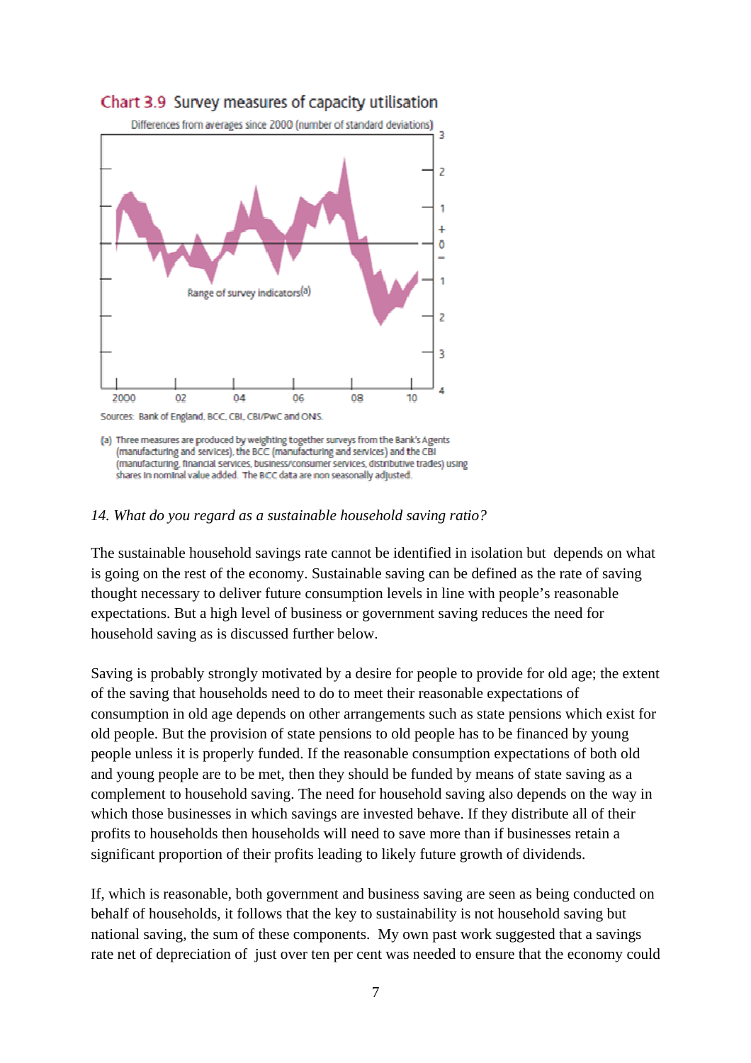**Chart 3.9** Survey measures of capacity utilisation

Differences from averages since 2000 (number of standard deviations)

Range of survey indicators[a]

Sources: Bank of England, BCC, CBI, CBI/PwC and ONS.

(a) Three measures are produced by weighting together surveys from the Bank's Agents (manufacturing and services), the BCC (manufacturing and services) and the CBI (manufacturing, financial services, business/consumer services, distributive trades) using shares in nominal value added. The BCC data are non seasonally adjusted.

*14. What do you regard as a sustainable household saving ratio?*

The sustainable household savings rate cannot be identified in isolation but depends on what is going on the rest of the economy. Sustainable saving can be defined as the rate of saving thought necessary to deliver future consumption levels in line with people's reasonable expectations. But a high level of business or government saving reduces the need for household saving as is discussed further below.

Saving is probably strongly motivated by a desire for people to provide for old age; the extent of the saving that households need to do to meet their reasonable expectations of consumption in old age depends on other arrangements such as state pensions which exist for old people. But the provision of state pensions to old people has to be financed by young people unless it is properly funded. If the reasonable consumption expectations of both old and young people are to be met, then they should be funded by means of state saving as a complement to household saving. The need for household saving also depends on the way in which those businesses in which savings are invested behave. If they distribute all of their profits to households then households will need to save more than if businesses retain a significant proportion of their profits leading to likely future growth of dividends.

If, which is reasonable, both government and business saving are seen as being conducted on behalf of households, it follows that the key to sustainability is not household saving but national saving, the sum of these components. My own past work suggested that a savings rate net of depreciation of just over ten per cent was needed to ensure that the economy could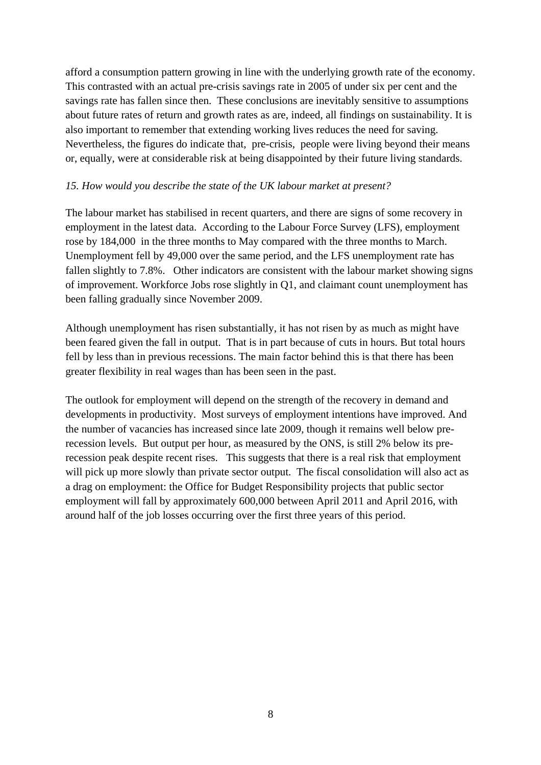afford a consumption pattern growing in line with the underlying growth rate of the economy. This contrasted with an actual pre-crisis savings rate in 2005 of under six per cent and the savings rate has fallen since then. These conclusions are inevitably sensitive to assumptions about future rates of return and growth rates as are, indeed, all findings on sustainability. It is also important to remember that extending working lives reduces the need for saving. Nevertheless, the figures do indicate that, pre-crisis, people were living beyond their means or, equally, were at considerable risk at being disappointed by their future living standards.

*15. How would you describe the state of the UK labour market at present?*

The labour market has stabilised in recent quarters, and there are signs of some recovery in employment in the latest data. According to the Labour Force Survey (LFS), employment rose by 184,000 in the three months to May compared with the three months to March. Unemployment fell by 49,000 over the same period, and the LFS unemployment rate has fallen slightly to 7.8%. Other indicators are consistent with the labour market showing signs of improvement. Workforce Jobs rose slightly in Q1, and claimant count unemployment has been falling gradually since November 2009.

Although unemployment has risen substantially, it has not risen by as much as might have been feared given the fall in output. That is in part because of cuts in hours. But total hours fell by less than in previous recessions. The main factor behind this is that there has been greater flexibility in real wages than has been seen in the past.

The outlook for employment will depend on the strength of the recovery in demand and developments in productivity. Most surveys of employment intentions have improved. And the number of vacancies has increased since late 2009, though it remains well below pre-recession levels. But output per hour, as measured by the ONS, is still 2% below its pre-recession peak despite recent rises. This suggests that there is a real risk that employment will pick up more slowly than private sector output. The fiscal consolidation will also act as a drag on employment: the Office for Budget Responsibility projects that public sector employment will fall by approximately 600,000 between April 2011 and April 2016, with around half of the job losses occurring over the first three years of this period.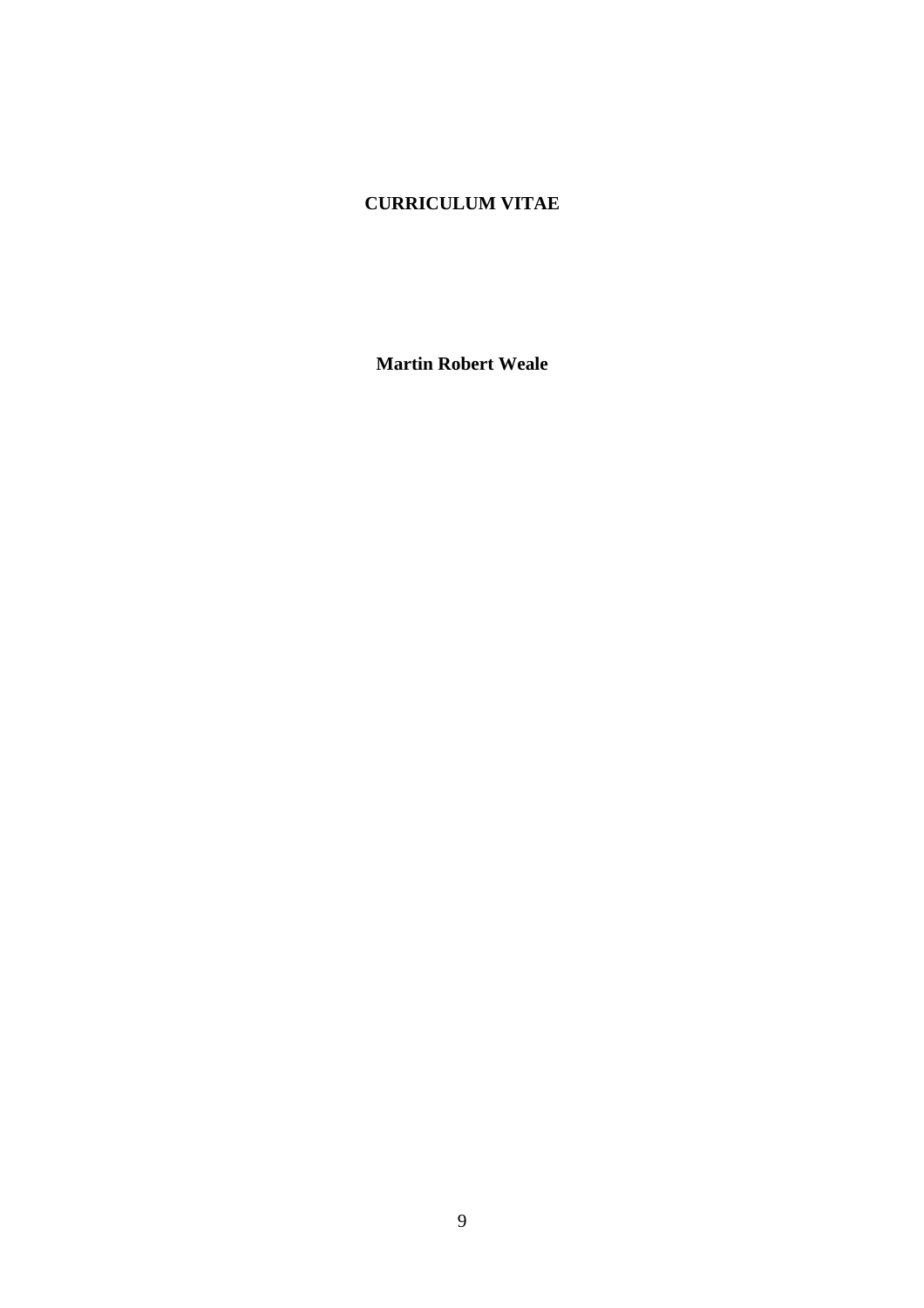# CURRICULUM VITAE

**Martin Robert Weale**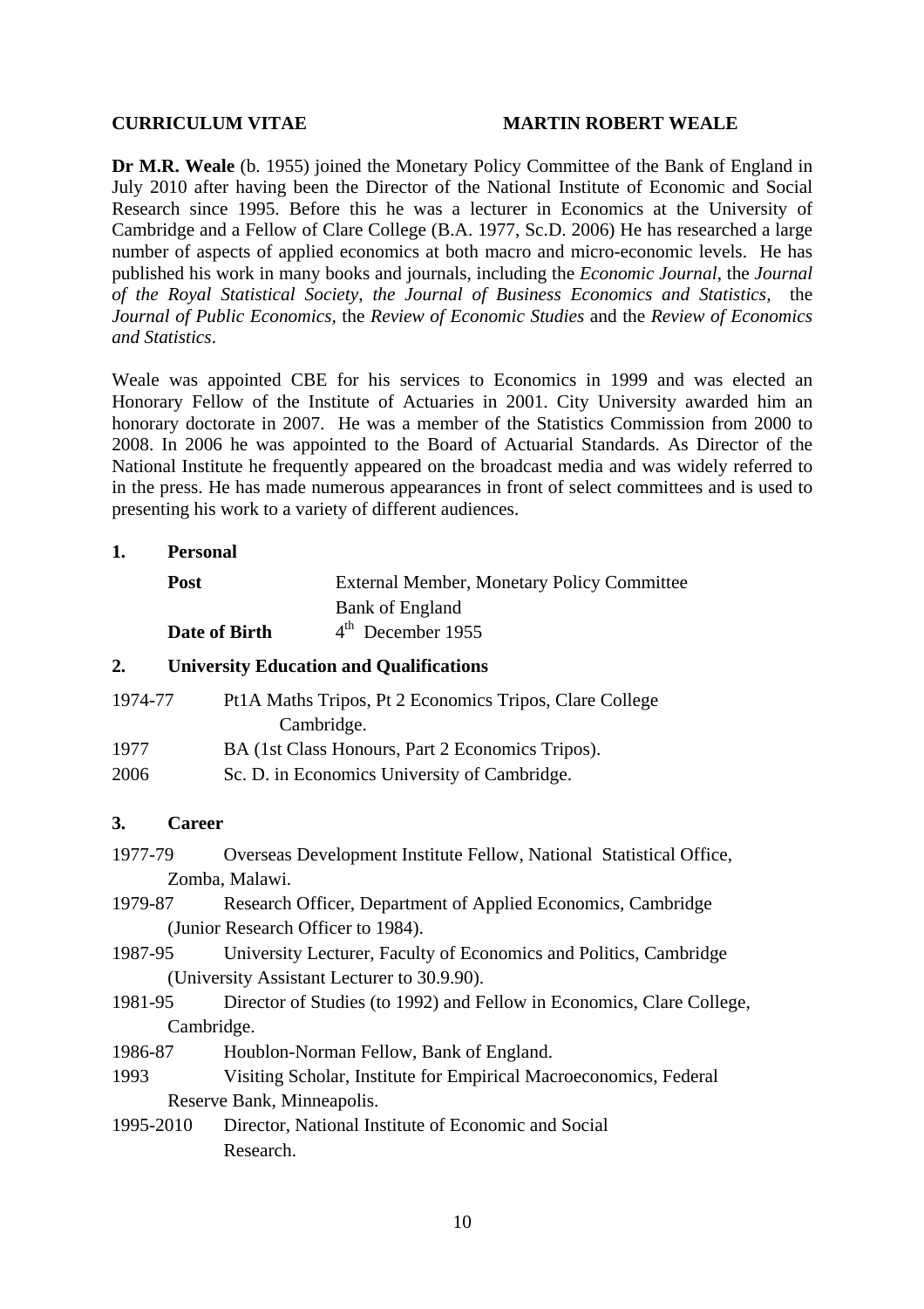**CURRICULUM VITAE** **MARTIN ROBERT WEALE**

**Dr M.R. Weale** (b. 1955) joined the Monetary Policy Committee of the Bank of England in July 2010 after having been the Director of the National Institute of Economic and Social Research since 1995. Before this he was a lecturer in Economics at the University of Cambridge and a Fellow of Clare College (B.A. 1977, Sc.D. 2006) He has researched a large number of aspects of applied economics at both macro and micro-economic levels. He has published his work in many books and journals, including the *Economic Journal*, the *Journal of the Royal Statistical Society, the Journal of Business Economics and Statistics*, the *Journal of Public Economics,* the *Review of Economic Studies* and the *Review of Economics and Statistics*.

Weale was appointed CBE for his services to Economics in 1999 and was elected an Honorary Fellow of the Institute of Actuaries in 2001. City University awarded him an honorary doctorate in 2007. He was a member of the Statistics Commission from 2000 to 2008. In 2006 he was appointed to the Board of Actuarial Standards. As Director of the National Institute he frequently appeared on the broadcast media and was widely referred to in the press. He has made numerous appearances in front of select committees and is used to presenting his work to a variety of different audiences.

## 1. Personal

**Post** External Member, Monetary Policy Committee
Bank of England

**Date of Birth** 4th December 1955

## 2. University Education and Qualifications

1974-77 Pt1A Maths Tripos, Pt 2 Economics Tripos, Clare College Cambridge.

1977 BA (1st Class Honours, Part 2 Economics Tripos).

2006 Sc. D. in Economics University of Cambridge.

## 3. Career

1977-79 Overseas Development Institute Fellow, National Statistical Office, Zomba, Malawi.

1979-87 Research Officer, Department of Applied Economics, Cambridge (Junior Research Officer to 1984).

1987-95 University Lecturer, Faculty of Economics and Politics, Cambridge (University Assistant Lecturer to 30.9.90).

1981-95 Director of Studies (to 1992) and Fellow in Economics, Clare College, Cambridge.

1986-87 Houblon-Norman Fellow, Bank of England.

1993 Visiting Scholar, Institute for Empirical Macroeconomics, Federal Reserve Bank, Minneapolis.

1995-2010 Director, National Institute of Economic and Social Research.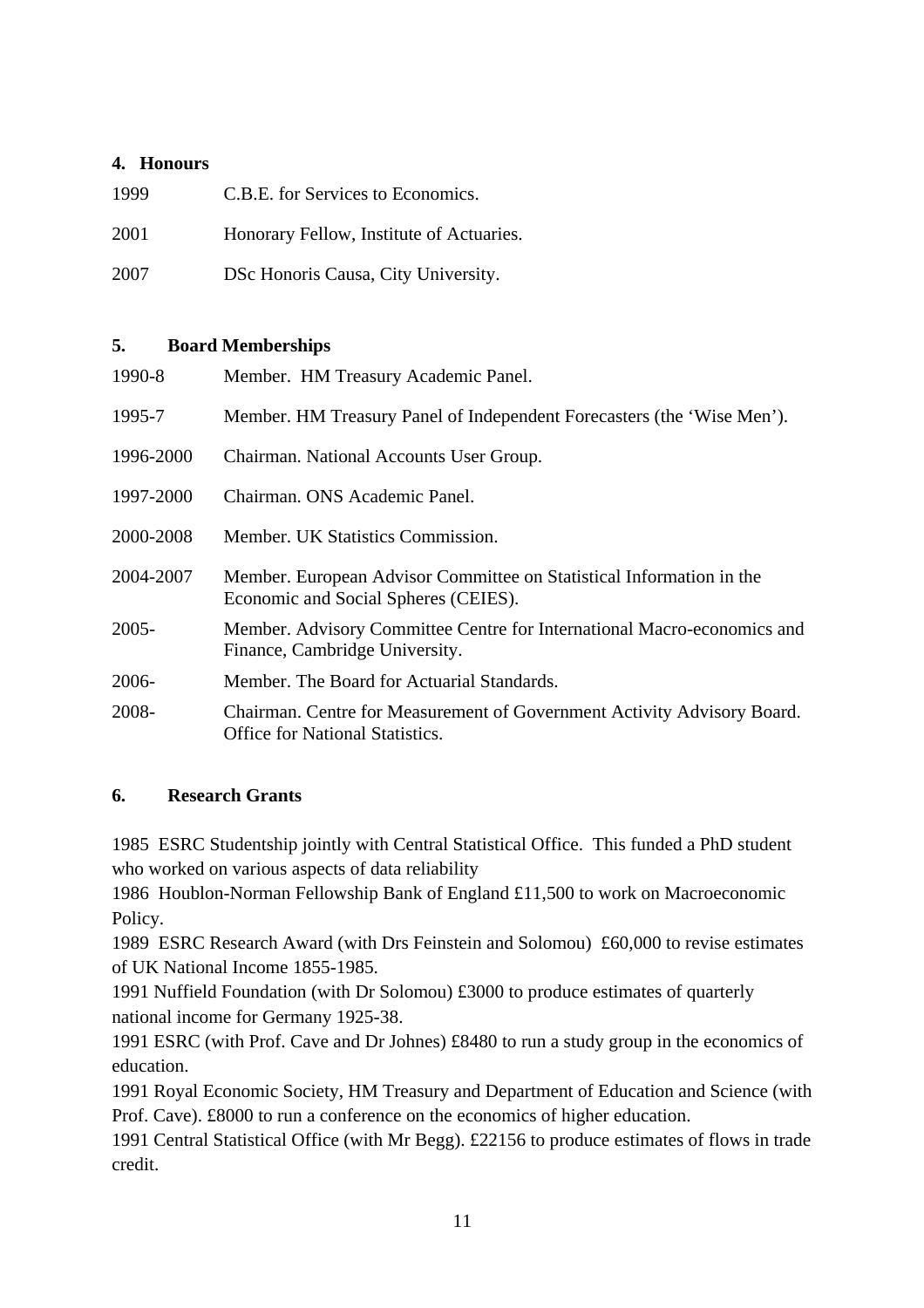## 4. Honours

| | |
|---|---|
| 1999 | C.B.E. for Services to Economics. |
| 2001 | Honorary Fellow, Institute of Actuaries. |
| 2007 | DSc Honoris Causa, City University. |

## 5. Board Memberships

| | |
|---|---|
| 1990-8 | Member. HM Treasury Academic Panel. |
| 1995-7 | Member. HM Treasury Panel of Independent Forecasters (the 'Wise Men'). |
| 1996-2000 | Chairman. National Accounts User Group. |
| 1997-2000 | Chairman. ONS Academic Panel. |
| 2000-2008 | Member. UK Statistics Commission. |
| 2004-2007 | Member. European Advisor Committee on Statistical Information in the Economic and Social Spheres (CEIES). |
| 2005- | Member. Advisory Committee Centre for International Macro-economics and Finance, Cambridge University. |
| 2006- | Member. The Board for Actuarial Standards. |
| 2008- | Chairman. Centre for Measurement of Government Activity Advisory Board. Office for National Statistics. |

## 6. Research Grants

1985 ESRC Studentship jointly with Central Statistical Office. This funded a PhD student who worked on various aspects of data reliability

1986 Houblon-Norman Fellowship Bank of England £11,500 to work on Macroeconomic Policy.

1989 ESRC Research Award (with Drs Feinstein and Solomou) £60,000 to revise estimates of UK National Income 1855-1985.

1991 Nuffield Foundation (with Dr Solomou) £3000 to produce estimates of quarterly national income for Germany 1925-38.

1991 ESRC (with Prof. Cave and Dr Johnes) £8480 to run a study group in the economics of education.

1991 Royal Economic Society, HM Treasury and Department of Education and Science (with Prof. Cave). £8000 to run a conference on the economics of higher education.

1991 Central Statistical Office (with Mr Begg). £22156 to produce estimates of flows in trade credit.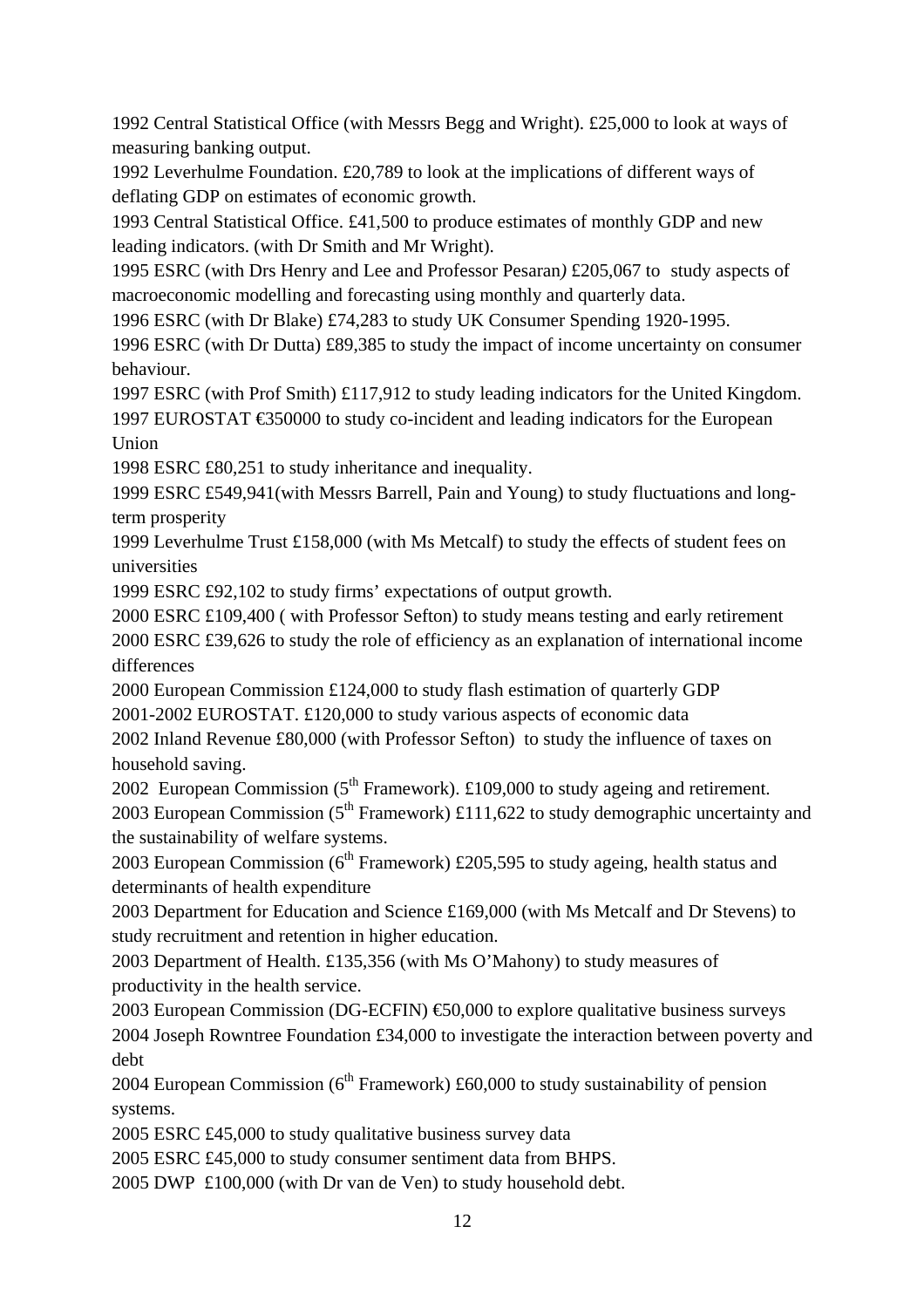1992 Central Statistical Office (with Messrs Begg and Wright). £25,000 to look at ways of measuring banking output.

1992 Leverhulme Foundation. £20,789 to look at the implications of different ways of deflating GDP on estimates of economic growth.

1993 Central Statistical Office. £41,500 to produce estimates of monthly GDP and new leading indicators. (with Dr Smith and Mr Wright).

1995 ESRC (with Drs Henry and Lee and Professor Pesaran*)* £205,067 to study aspects of macroeconomic modelling and forecasting using monthly and quarterly data.

1996 ESRC (with Dr Blake) £74,283 to study UK Consumer Spending 1920-1995.

1996 ESRC (with Dr Dutta) £89,385 to study the impact of income uncertainty on consumer behaviour.

1997 ESRC (with Prof Smith) £117,912 to study leading indicators for the United Kingdom.

1997 EUROSTAT €350000 to study co-incident and leading indicators for the European Union

1998 ESRC £80,251 to study inheritance and inequality.

1999 ESRC £549,941(with Messrs Barrell, Pain and Young) to study fluctuations and long-term prosperity

1999 Leverhulme Trust £158,000 (with Ms Metcalf) to study the effects of student fees on universities

1999 ESRC £92,102 to study firms' expectations of output growth.

2000 ESRC £109,400 ( with Professor Sefton) to study means testing and early retirement

2000 ESRC £39,626 to study the role of efficiency as an explanation of international income differences

2000 European Commission £124,000 to study flash estimation of quarterly GDP

2001-2002 EUROSTAT. £120,000 to study various aspects of economic data

2002 Inland Revenue £80,000 (with Professor Sefton) to study the influence of taxes on household saving.

2002 European Commission (5th Framework). £109,000 to study ageing and retirement.

2003 European Commission (5th Framework) £111,622 to study demographic uncertainty and the sustainability of welfare systems.

2003 European Commission (6th Framework) £205,595 to study ageing, health status and determinants of health expenditure

2003 Department for Education and Science £169,000 (with Ms Metcalf and Dr Stevens) to study recruitment and retention in higher education.

2003 Department of Health. £135,356 (with Ms O'Mahony) to study measures of productivity in the health service.

2003 European Commission (DG-ECFIN) €50,000 to explore qualitative business surveys

2004 Joseph Rowntree Foundation £34,000 to investigate the interaction between poverty and debt

2004 European Commission (6th Framework) £60,000 to study sustainability of pension systems.

2005 ESRC £45,000 to study qualitative business survey data

2005 ESRC £45,000 to study consumer sentiment data from BHPS.

2005 DWP £100,000 (with Dr van de Ven) to study household debt.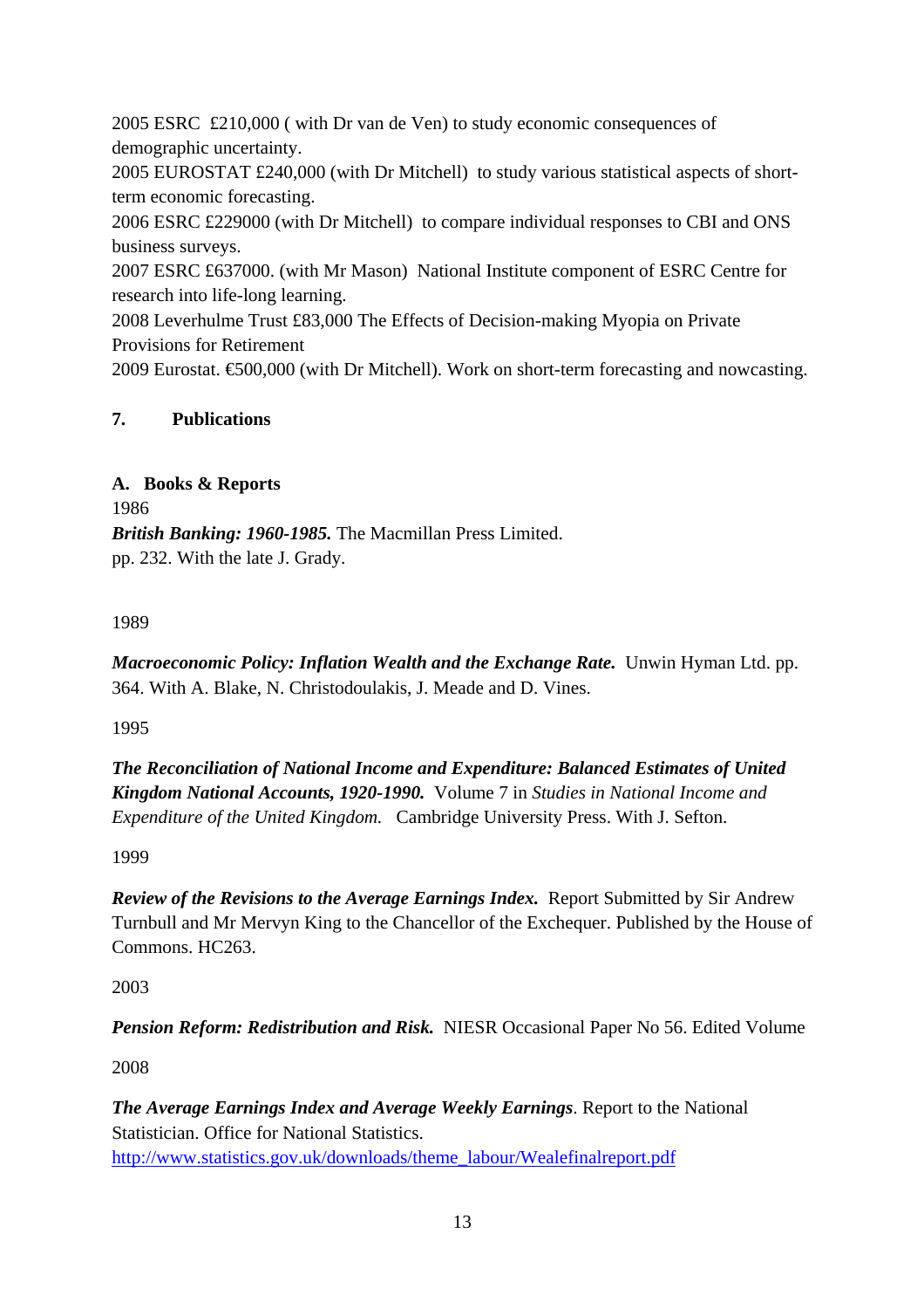2005 ESRC £210,000 ( with Dr van de Ven) to study economic consequences of demographic uncertainty.
2005 EUROSTAT £240,000 (with Dr Mitchell) to study various statistical aspects of short-term economic forecasting.
2006 ESRC £229000 (with Dr Mitchell) to compare individual responses to CBI and ONS business surveys.
2007 ESRC £637000. (with Mr Mason) National Institute component of ESRC Centre for research into life-long learning.
2008 Leverhulme Trust £83,000 The Effects of Decision-making Myopia on Private Provisions for Retirement
2009 Eurostat. €500,000 (with Dr Mitchell). Work on short-term forecasting and nowcasting.

## 7. Publications

### A. Books & Reports

1986

***British Banking: 1960-1985.*** The Macmillan Press Limited. pp. 232. With the late J. Grady.

1989

***Macroeconomic Policy: Inflation Wealth and the Exchange Rate.*** Unwin Hyman Ltd. pp. 364. With A. Blake, N. Christodoulakis, J. Meade and D. Vines.

1995

***The Reconciliation of National Income and Expenditure: Balanced Estimates of United Kingdom National Accounts, 1920-1990.*** Volume 7 in *Studies in National Income and Expenditure of the United Kingdom.* Cambridge University Press. With J. Sefton.

1999

***Review of the Revisions to the Average Earnings Index.*** Report Submitted by Sir Andrew Turnbull and Mr Mervyn King to the Chancellor of the Exchequer. Published by the House of Commons. HC263.

2003

***Pension Reform: Redistribution and Risk.*** NIESR Occasional Paper No 56. Edited Volume

2008

***The Average Earnings Index and Average Weekly Earnings***. Report to the National Statistician. Office for National Statistics. http://www.statistics.gov.uk/downloads/theme_labour/Wealefinalreport.pdf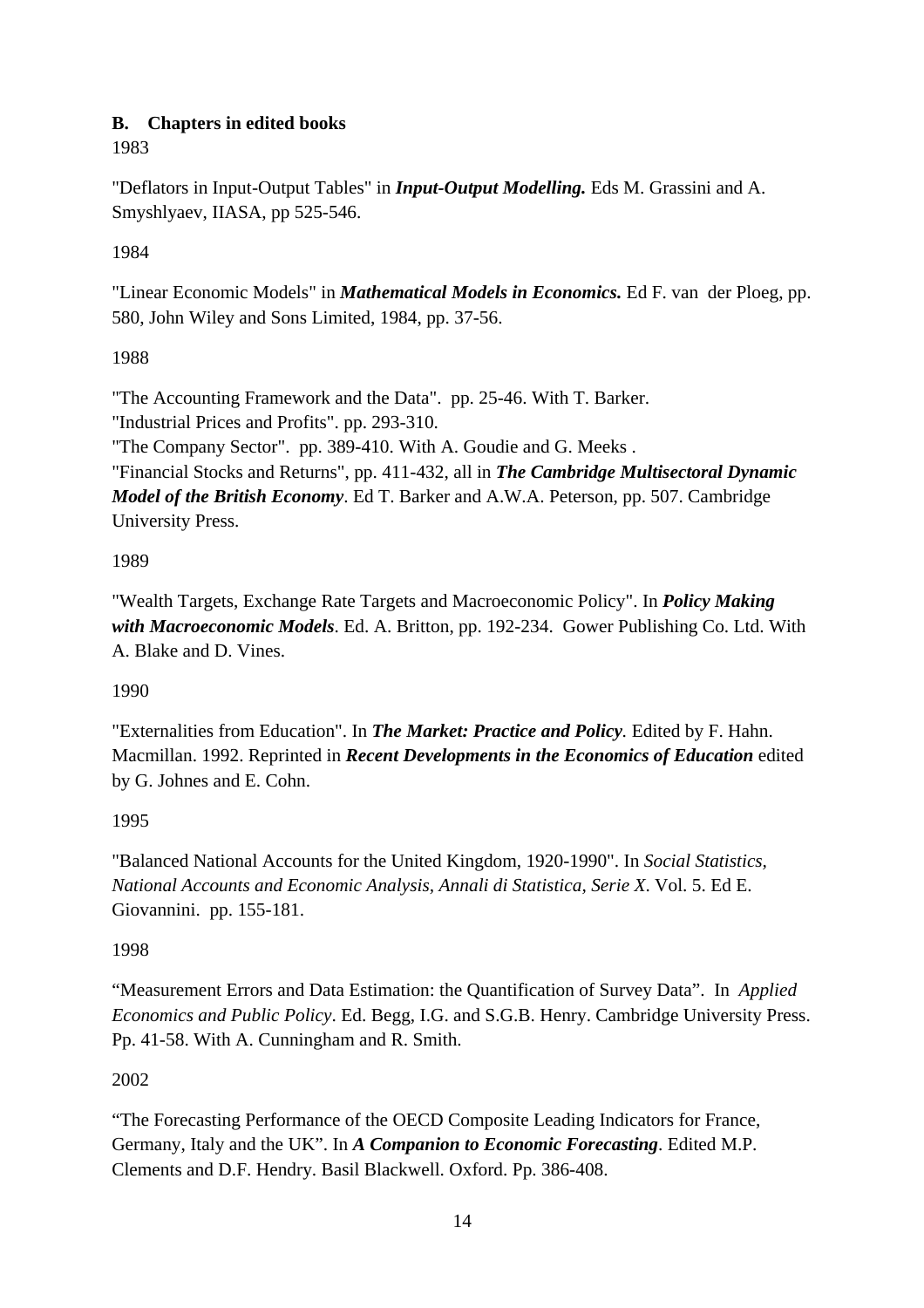## B. Chapters in edited books

1983

"Deflators in Input-Output Tables" in ***Input-Output Modelling.*** Eds M. Grassini and A. Smyshlyaev, IIASA, pp 525-546.

1984

"Linear Economic Models" in ***Mathematical Models in Economics.*** Ed F. van der Ploeg, pp. 580, John Wiley and Sons Limited, 1984, pp. 37-56.

1988

"The Accounting Framework and the Data". pp. 25-46. With T. Barker.
"Industrial Prices and Profits". pp. 293-310.
"The Company Sector". pp. 389-410. With A. Goudie and G. Meeks .
"Financial Stocks and Returns", pp. 411-432, all in ***The Cambridge Multisectoral Dynamic Model of the British Economy***. Ed T. Barker and A.W.A. Peterson, pp. 507. Cambridge University Press.

1989

"Wealth Targets, Exchange Rate Targets and Macroeconomic Policy". In ***Policy Making with Macroeconomic Models***. Ed. A. Britton, pp. 192-234. Gower Publishing Co. Ltd. With A. Blake and D. Vines.

1990

"Externalities from Education". In ***The Market: Practice and Policy.*** Edited by F. Hahn. Macmillan. 1992. Reprinted in ***Recent Developments in the Economics of Education*** edited by G. Johnes and E. Cohn.

1995

"Balanced National Accounts for the United Kingdom, 1920-1990". In *Social Statistics, National Accounts and Economic Analysis, Annali di Statistica, Serie X*. Vol. 5. Ed E. Giovannini. pp. 155-181.

1998

"Measurement Errors and Data Estimation: the Quantification of Survey Data". In *Applied Economics and Public Policy*. Ed. Begg, I.G. and S.G.B. Henry. Cambridge University Press. Pp. 41-58. With A. Cunningham and R. Smith.

2002

"The Forecasting Performance of the OECD Composite Leading Indicators for France, Germany, Italy and the UK". In ***A Companion to Economic Forecasting***. Edited M.P. Clements and D.F. Hendry. Basil Blackwell. Oxford. Pp. 386-408.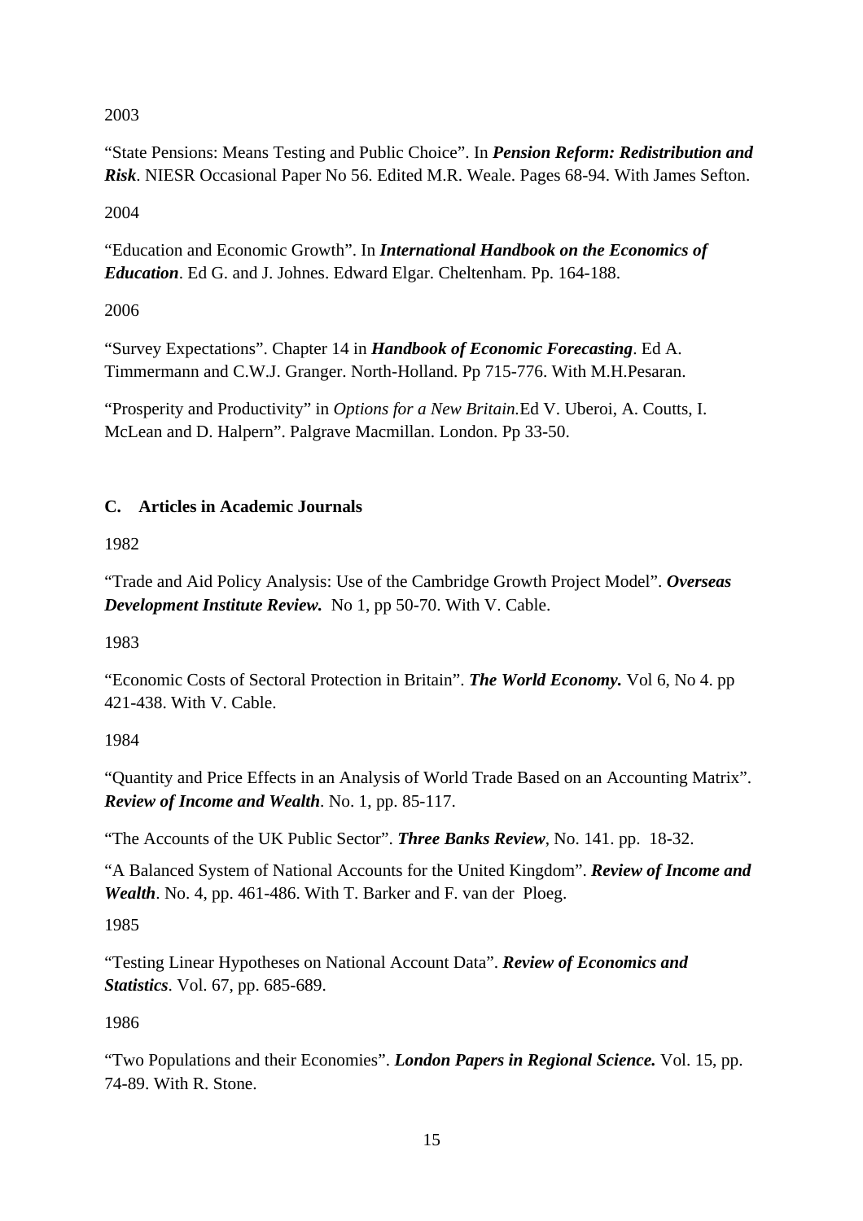2003

"State Pensions: Means Testing and Public Choice". In ***Pension Reform: Redistribution and Risk***. NIESR Occasional Paper No 56. Edited M.R. Weale. Pages 68-94. With James Sefton.

2004

"Education and Economic Growth". In ***International Handbook on the Economics of Education***. Ed G. and J. Johnes. Edward Elgar. Cheltenham. Pp. 164-188.

2006

"Survey Expectations". Chapter 14 in ***Handbook of Economic Forecasting***. Ed A. Timmermann and C.W.J. Granger. North-Holland. Pp 715-776. With M.H.Pesaran.

"Prosperity and Productivity" in *Options for a New Britain.*Ed V. Uberoi, A. Coutts, I. McLean and D. Halpern". Palgrave Macmillan. London. Pp 33-50.

### C. Articles in Academic Journals

1982

"Trade and Aid Policy Analysis: Use of the Cambridge Growth Project Model". ***Overseas Development Institute Review.*** No 1, pp 50-70. With V. Cable.

1983

"Economic Costs of Sectoral Protection in Britain". ***The World Economy.*** Vol 6, No 4. pp 421-438. With V. Cable.

1984

"Quantity and Price Effects in an Analysis of World Trade Based on an Accounting Matrix". ***Review of Income and Wealth***. No. 1, pp. 85-117.

"The Accounts of the UK Public Sector". ***Three Banks Review***, No. 141. pp. 18-32.

"A Balanced System of National Accounts for the United Kingdom". ***Review of Income and Wealth***. No. 4, pp. 461-486. With T. Barker and F. van der Ploeg.

1985

"Testing Linear Hypotheses on National Account Data". ***Review of Economics and Statistics***. Vol. 67, pp. 685-689.

1986

"Two Populations and their Economies". ***London Papers in Regional Science.*** Vol. 15, pp. 74-89. With R. Stone.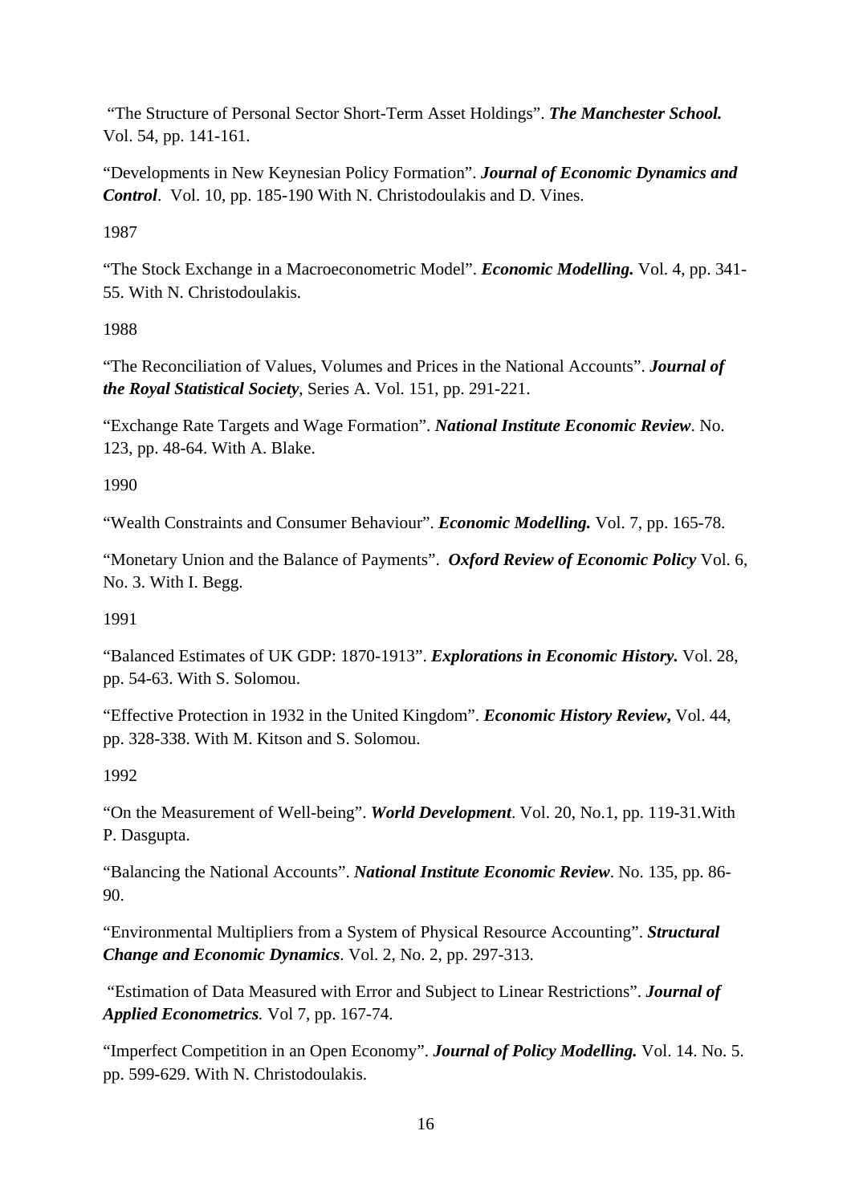"The Structure of Personal Sector Short-Term Asset Holdings". ***The Manchester School.*** Vol. 54, pp. 141-161.

"Developments in New Keynesian Policy Formation". ***Journal of Economic Dynamics and Control***. Vol. 10, pp. 185-190 With N. Christodoulakis and D. Vines.

1987

"The Stock Exchange in a Macroeconometric Model". ***Economic Modelling.*** Vol. 4, pp. 341-55. With N. Christodoulakis.

1988

"The Reconciliation of Values, Volumes and Prices in the National Accounts". ***Journal of the Royal Statistical Society***, Series A. Vol. 151, pp. 291-221.

"Exchange Rate Targets and Wage Formation". ***National Institute Economic Review***. No. 123, pp. 48-64. With A. Blake.

1990

"Wealth Constraints and Consumer Behaviour". ***Economic Modelling.*** Vol. 7, pp. 165-78.

"Monetary Union and the Balance of Payments". ***Oxford Review of Economic Policy*** Vol. 6, No. 3. With I. Begg.

1991

"Balanced Estimates of UK GDP: 1870-1913". ***Explorations in Economic History.*** Vol. 28, pp. 54-63. With S. Solomou.

"Effective Protection in 1932 in the United Kingdom". ***Economic History Review,*** Vol. 44, pp. 328-338. With M. Kitson and S. Solomou.

1992

"On the Measurement of Well-being". ***World Development***. Vol. 20, No.1, pp. 119-31.With P. Dasgupta.

"Balancing the National Accounts". ***National Institute Economic Review***. No. 135, pp. 86-90.

"Environmental Multipliers from a System of Physical Resource Accounting". ***Structural Change and Economic Dynamics***. Vol. 2, No. 2, pp. 297-313.

"Estimation of Data Measured with Error and Subject to Linear Restrictions". ***Journal of Applied Econometrics***. Vol 7, pp. 167-74.

"Imperfect Competition in an Open Economy". ***Journal of Policy Modelling.*** Vol. 14. No. 5. pp. 599-629. With N. Christodoulakis.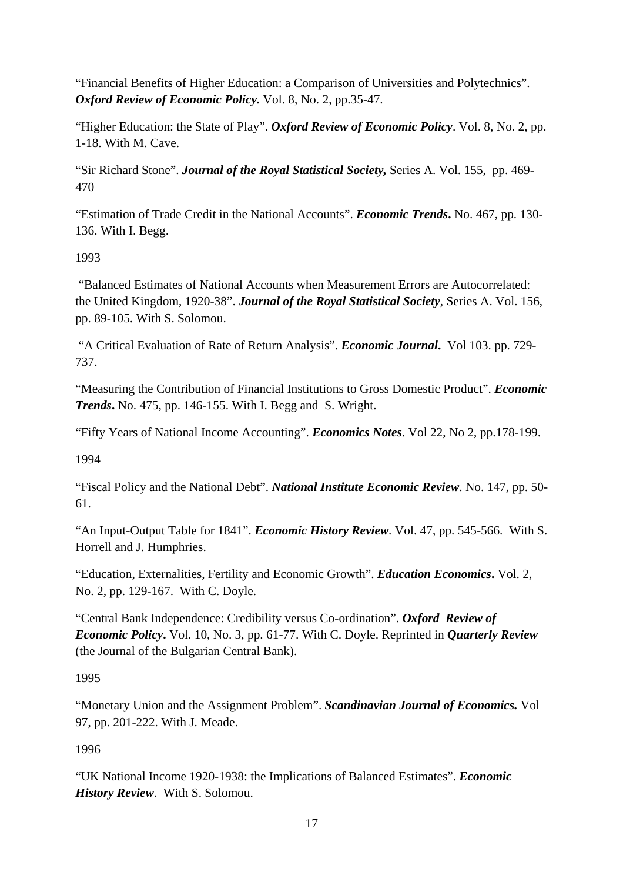"Financial Benefits of Higher Education: a Comparison of Universities and Polytechnics". ***Oxford Review of Economic Policy.*** Vol. 8, No. 2, pp.35-47.

"Higher Education: the State of Play". ***Oxford Review of Economic Policy***. Vol. 8, No. 2, pp. 1-18. With M. Cave.

"Sir Richard Stone". ***Journal of the Royal Statistical Society,*** Series A. Vol. 155, pp. 469-470

"Estimation of Trade Credit in the National Accounts". ***Economic Trends*****.** No. 467, pp. 130-136. With I. Begg.

1993

"Balanced Estimates of National Accounts when Measurement Errors are Autocorrelated: the United Kingdom, 1920-38". ***Journal of the Royal Statistical Society***, Series A. Vol. 156, pp. 89-105. With S. Solomou.

"A Critical Evaluation of Rate of Return Analysis". ***Economic Journal*****.** Vol 103. pp. 729-737.

"Measuring the Contribution of Financial Institutions to Gross Domestic Product". ***Economic Trends*****.** No. 475, pp. 146-155. With I. Begg and S. Wright.

"Fifty Years of National Income Accounting". ***Economics Notes***. Vol 22, No 2, pp.178-199.

1994

"Fiscal Policy and the National Debt". ***National Institute Economic Review***. No. 147, pp. 50-61.

"An Input-Output Table for 1841". ***Economic History Review***. Vol. 47, pp. 545-566. With S. Horrell and J. Humphries.

"Education, Externalities, Fertility and Economic Growth". ***Education Economics*****.** Vol. 2, No. 2, pp. 129-167. With C. Doyle.

"Central Bank Independence: Credibility versus Co-ordination". ***Oxford Review of Economic Policy*****.** Vol. 10, No. 3, pp. 61-77. With C. Doyle. Reprinted in ***Quarterly Review*** (the Journal of the Bulgarian Central Bank).

1995

"Monetary Union and the Assignment Problem". ***Scandinavian Journal of Economics.*** Vol 97, pp. 201-222. With J. Meade.

1996

"UK National Income 1920-1938: the Implications of Balanced Estimates". ***Economic History Review***. With S. Solomou.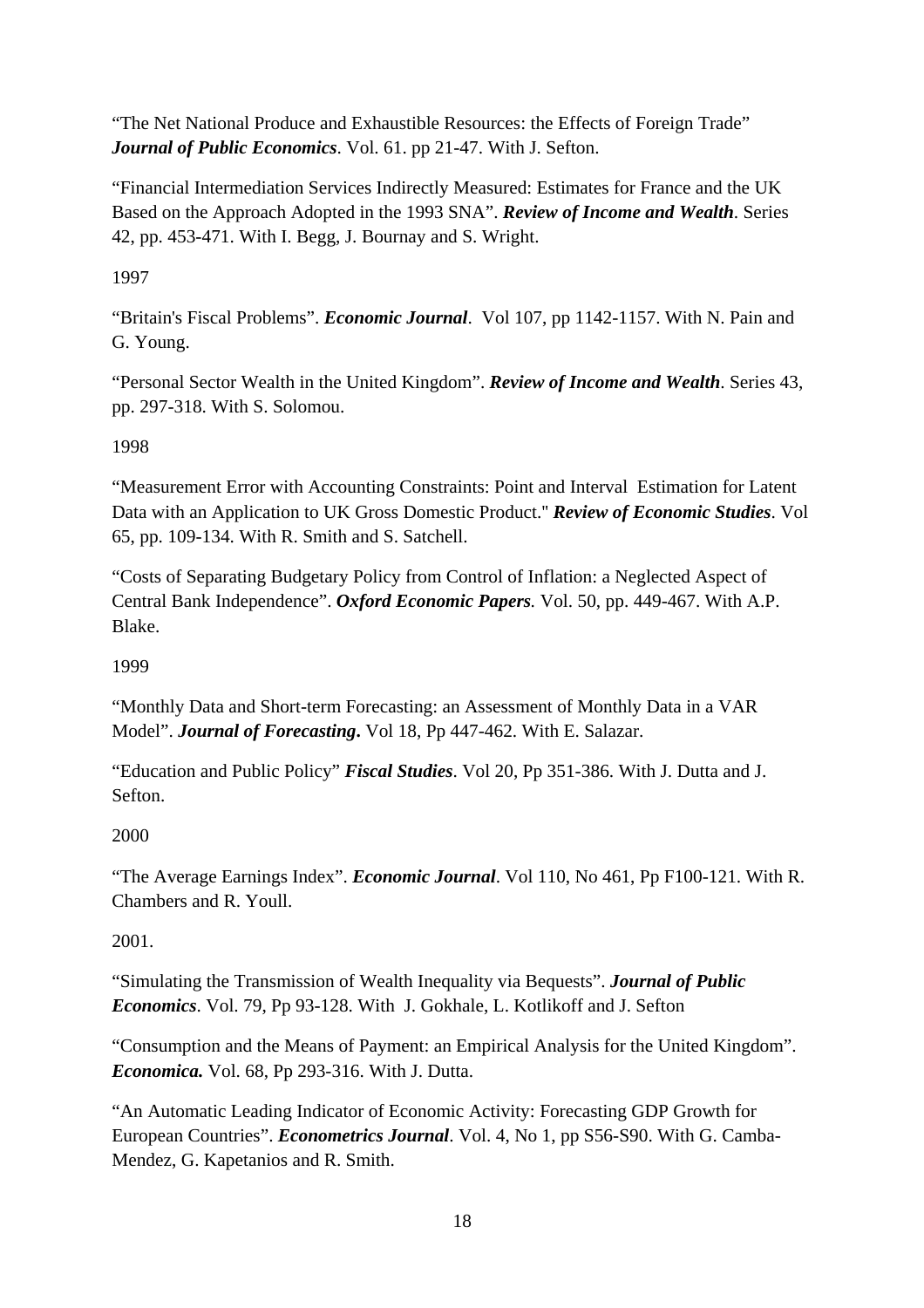“The Net National Produce and Exhaustible Resources: the Effects of Foreign Trade” ***Journal of Public Economics***. Vol. 61. pp 21-47. With J. Sefton.

“Financial Intermediation Services Indirectly Measured: Estimates for France and the UK Based on the Approach Adopted in the 1993 SNA”. ***Review of Income and Wealth***. Series 42, pp. 453-471. With I. Begg, J. Bournay and S. Wright.

1997

“Britain's Fiscal Problems”. ***Economic Journal***. Vol 107, pp 1142-1157. With N. Pain and G. Young.

“Personal Sector Wealth in the United Kingdom”. ***Review of Income and Wealth***. Series 43, pp. 297-318. With S. Solomou.

1998

“Measurement Error with Accounting Constraints: Point and Interval Estimation for Latent Data with an Application to UK Gross Domestic Product." ***Review of Economic Studies***. Vol 65, pp. 109-134. With R. Smith and S. Satchell.

“Costs of Separating Budgetary Policy from Control of Inflation: a Neglected Aspect of Central Bank Independence”. ***Oxford Economic Papers***. Vol. 50, pp. 449-467. With A.P. Blake.

1999

“Monthly Data and Short-term Forecasting: an Assessment of Monthly Data in a VAR Model”. ***Journal of Forecasting*****.** Vol 18, Pp 447-462. With E. Salazar.

“Education and Public Policy” ***Fiscal Studies***. Vol 20, Pp 351-386. With J. Dutta and J. Sefton.

2000

“The Average Earnings Index”. ***Economic Journal***. Vol 110, No 461, Pp F100-121. With R. Chambers and R. Youll.

2001.

“Simulating the Transmission of Wealth Inequality via Bequests”. ***Journal of Public Economics***. Vol. 79, Pp 93-128. With J. Gokhale, L. Kotlikoff and J. Sefton

“Consumption and the Means of Payment: an Empirical Analysis for the United Kingdom”. ***Economica.*** Vol. 68, Pp 293-316. With J. Dutta.

“An Automatic Leading Indicator of Economic Activity: Forecasting GDP Growth for European Countries”. ***Econometrics Journal***. Vol. 4, No 1, pp S56-S90. With G. Camba-Mendez, G. Kapetanios and R. Smith.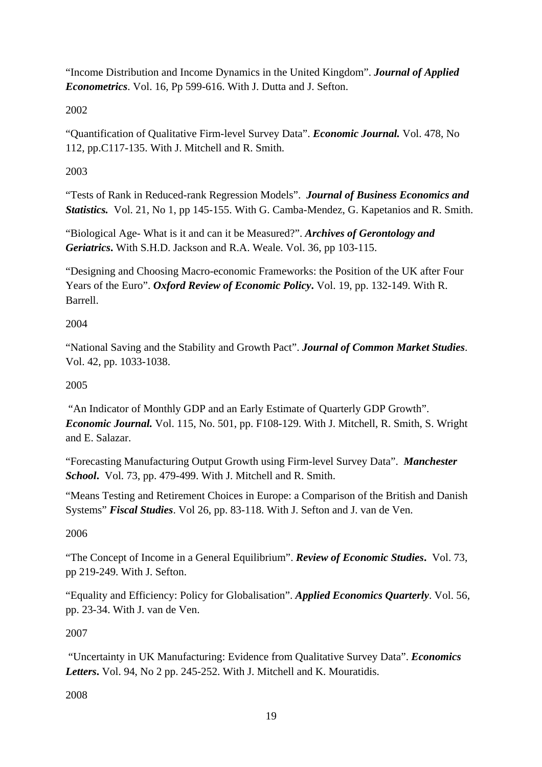"Income Distribution and Income Dynamics in the United Kingdom". ***Journal of Applied Econometrics***. Vol. 16, Pp 599-616. With J. Dutta and J. Sefton.

2002

"Quantification of Qualitative Firm-level Survey Data". ***Economic Journal.*** Vol. 478, No 112, pp.C117-135. With J. Mitchell and R. Smith.

2003

"Tests of Rank in Reduced-rank Regression Models". ***Journal of Business Economics and Statistics.*** Vol. 21, No 1, pp 145-155. With G. Camba-Mendez, G. Kapetanios and R. Smith.

"Biological Age- What is it and can it be Measured?". ***Archives of Gerontology and Geriatrics***. With S.H.D. Jackson and R.A. Weale. Vol. 36, pp 103-115.

"Designing and Choosing Macro-economic Frameworks: the Position of the UK after Four Years of the Euro". ***Oxford Review of Economic Policy***. Vol. 19, pp. 132-149. With R. Barrell.

2004

"National Saving and the Stability and Growth Pact". ***Journal of Common Market Studies***. Vol. 42, pp. 1033-1038.

2005

"An Indicator of Monthly GDP and an Early Estimate of Quarterly GDP Growth". ***Economic Journal.*** Vol. 115, No. 501, pp. F108-129. With J. Mitchell, R. Smith, S. Wright and E. Salazar.

"Forecasting Manufacturing Output Growth using Firm-level Survey Data". ***Manchester School***. Vol. 73, pp. 479-499. With J. Mitchell and R. Smith.

"Means Testing and Retirement Choices in Europe: a Comparison of the British and Danish Systems" ***Fiscal Studies***. Vol 26, pp. 83-118. With J. Sefton and J. van de Ven.

2006

"The Concept of Income in a General Equilibrium". ***Review of Economic Studies***. Vol. 73, pp 219-249. With J. Sefton.

"Equality and Efficiency: Policy for Globalisation". ***Applied Economics Quarterly***. Vol. 56, pp. 23-34. With J. van de Ven.

2007

"Uncertainty in UK Manufacturing: Evidence from Qualitative Survey Data". ***Economics Letters***. Vol. 94, No 2 pp. 245-252. With J. Mitchell and K. Mouratidis.

2008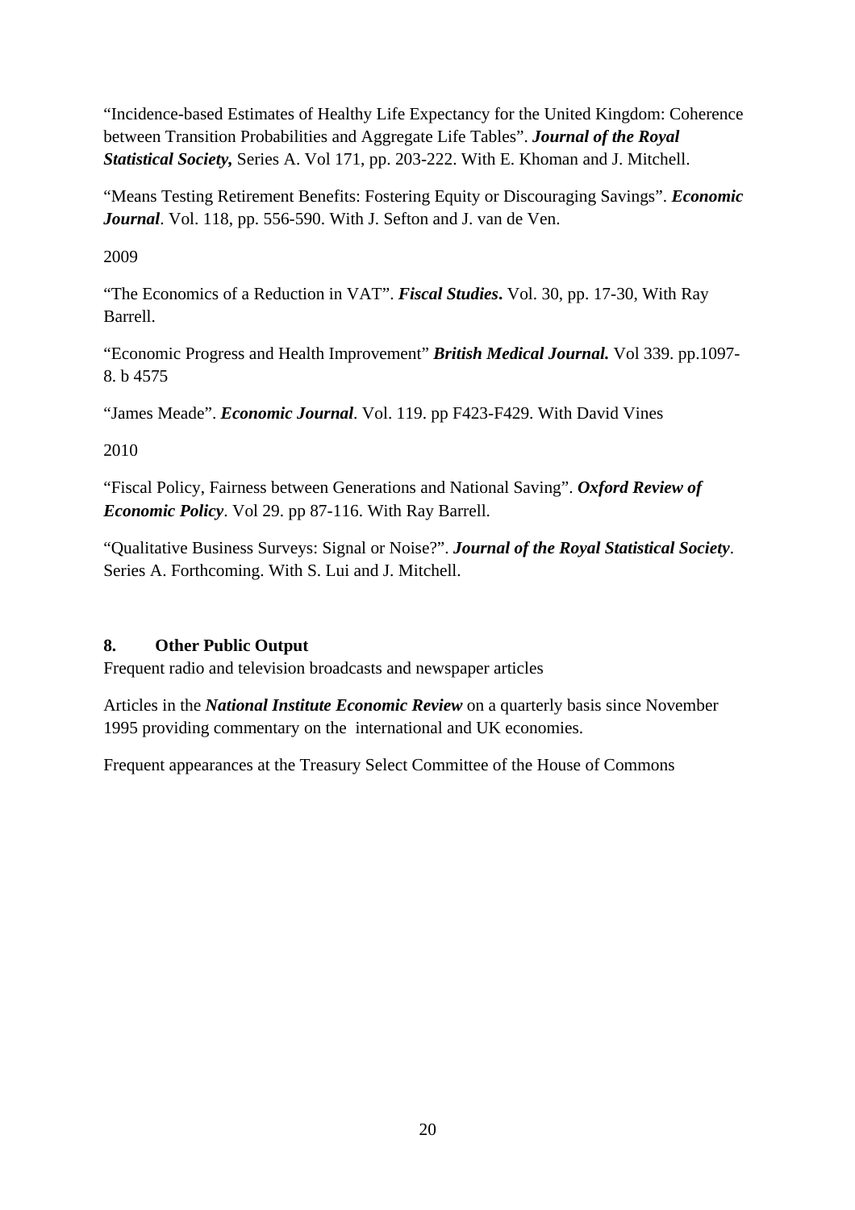"Incidence-based Estimates of Healthy Life Expectancy for the United Kingdom: Coherence between Transition Probabilities and Aggregate Life Tables". ***Journal of the Royal Statistical Society,*** Series A. Vol 171, pp. 203-222. With E. Khoman and J. Mitchell.

"Means Testing Retirement Benefits: Fostering Equity or Discouraging Savings". ***Economic Journal***. Vol. 118, pp. 556-590. With J. Sefton and J. van de Ven.

2009

"The Economics of a Reduction in VAT". ***Fiscal Studies*.** Vol. 30, pp. 17-30, With Ray Barrell.

"Economic Progress and Health Improvement" ***British Medical Journal.*** Vol 339. pp.1097-8. b 4575

"James Meade". ***Economic Journal***. Vol. 119. pp F423-F429. With David Vines

2010

"Fiscal Policy, Fairness between Generations and National Saving". ***Oxford Review of Economic Policy***. Vol 29. pp 87-116. With Ray Barrell.

"Qualitative Business Surveys: Signal or Noise?". ***Journal of the Royal Statistical Society***. Series A. Forthcoming. With S. Lui and J. Mitchell.

## 8. Other Public Output

Frequent radio and television broadcasts and newspaper articles

Articles in the ***National Institute Economic Review*** on a quarterly basis since November 1995 providing commentary on the international and UK economies.

Frequent appearances at the Treasury Select Committee of the House of Commons